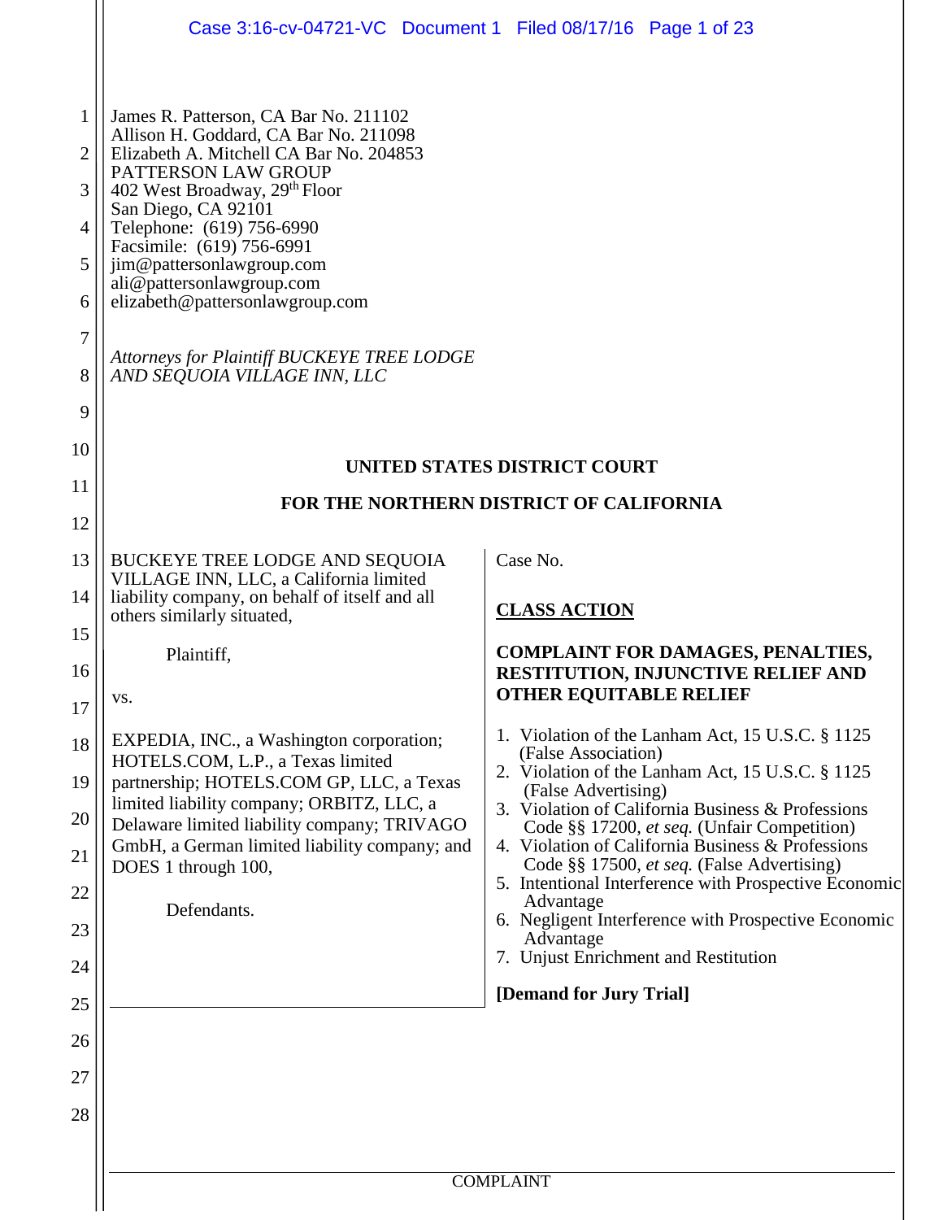James R. Patterson, CA Bar No. 211102
Allison H. Goddard, CA Bar No. 211098
Elizabeth A. Mitchell CA Bar No. 204853
PATTERSON LAW GROUP
402 West Broadway, 29th Floor
San Diego, CA 92101
Telephone: (619) 756-6990
Facsimile: (619) 756-6991
jim@pattersonlawgroup.com
ali@pattersonlawgroup.com
elizabeth@pattersonlawgroup.com

*Attorneys for Plaintiff BUCKEYE TREE LODGE AND SEQUOIA VILLAGE INN, LLC*

**UNITED STATES DISTRICT COURT**

**FOR THE NORTHERN DISTRICT OF CALIFORNIA**

BUCKEYE TREE LODGE AND SEQUOIA VILLAGE INN, LLC, a California limited liability company, on behalf of itself and all others similarly situated,

Plaintiff,

vs.

EXPEDIA, INC., a Washington corporation; HOTELS.COM, L.P., a Texas limited partnership; HOTELS.COM GP, LLC, a Texas limited liability company; ORBITZ, LLC, a Delaware limited liability company; TRIVAGO GmbH, a German limited liability company; and DOES 1 through 100,

Defendants.

Case No.

**CLASS ACTION**

**COMPLAINT FOR DAMAGES, PENALTIES, RESTITUTION, INJUNCTIVE RELIEF AND OTHER EQUITABLE RELIEF**

1. Violation of the Lanham Act, 15 U.S.C. § 1125 (False Association)
2. Violation of the Lanham Act, 15 U.S.C. § 1125 (False Advertising)
3. Violation of California Business & Professions Code §§ 17200, *et seq.* (Unfair Competition)
4. Violation of California Business & Professions Code §§ 17500, *et seq.* (False Advertising)
5. Intentional Interference with Prospective Economic Advantage
6. Negligent Interference with Prospective Economic Advantage
7. Unjust Enrichment and Restitution

**[Demand for Jury Trial]**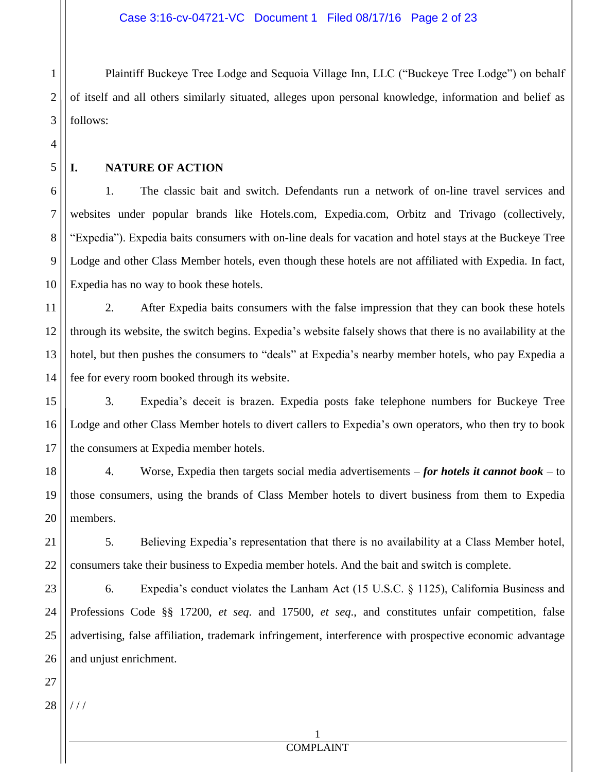Plaintiff Buckeye Tree Lodge and Sequoia Village Inn, LLC ("Buckeye Tree Lodge") on behalf of itself and all others similarly situated, alleges upon personal knowledge, information and belief as follows:

## I. NATURE OF ACTION

1. The classic bait and switch. Defendants run a network of on-line travel services and websites under popular brands like Hotels.com, Expedia.com, Orbitz and Trivago (collectively, "Expedia"). Expedia baits consumers with on-line deals for vacation and hotel stays at the Buckeye Tree Lodge and other Class Member hotels, even though these hotels are not affiliated with Expedia. In fact, Expedia has no way to book these hotels.

2. After Expedia baits consumers with the false impression that they can book these hotels through its website, the switch begins. Expedia's website falsely shows that there is no availability at the hotel, but then pushes the consumers to "deals" at Expedia's nearby member hotels, who pay Expedia a fee for every room booked through its website.

3. Expedia's deceit is brazen. Expedia posts fake telephone numbers for Buckeye Tree Lodge and other Class Member hotels to divert callers to Expedia's own operators, who then try to book the consumers at Expedia member hotels.

4. Worse, Expedia then targets social media advertisements – ***for hotels it cannot book*** – to those consumers, using the brands of Class Member hotels to divert business from them to Expedia members.

5. Believing Expedia's representation that there is no availability at a Class Member hotel, consumers take their business to Expedia member hotels. And the bait and switch is complete.

6. Expedia's conduct violates the Lanham Act (15 U.S.C. § 1125), California Business and Professions Code §§ 17200, *et seq*. and 17500, *et seq*., and constitutes unfair competition, false advertising, false affiliation, trademark infringement, interference with prospective economic advantage and unjust enrichment.

/ / /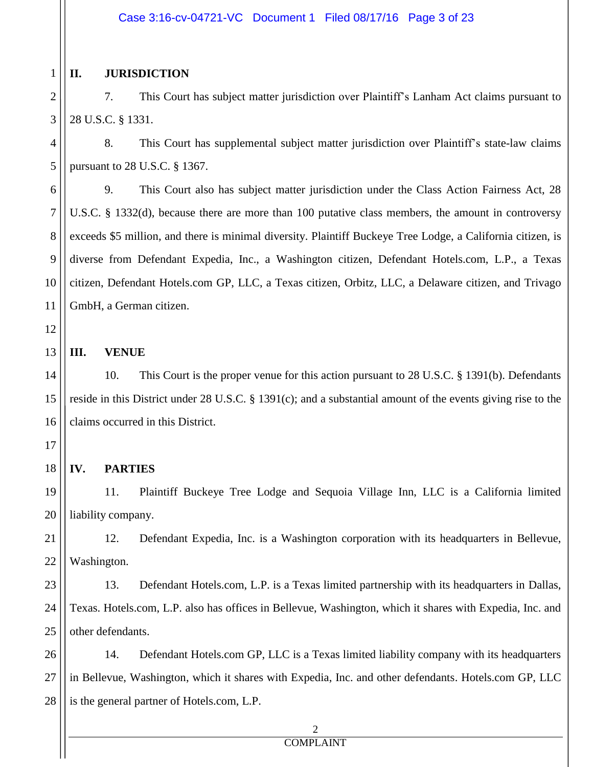## II. JURISDICTION

7. This Court has subject matter jurisdiction over Plaintiff's Lanham Act claims pursuant to 28 U.S.C. § 1331.

8. This Court has supplemental subject matter jurisdiction over Plaintiff's state-law claims pursuant to 28 U.S.C. § 1367.

9. This Court also has subject matter jurisdiction under the Class Action Fairness Act, 28 U.S.C. § 1332(d), because there are more than 100 putative class members, the amount in controversy exceeds $5 million, and there is minimal diversity. Plaintiff Buckeye Tree Lodge, a California citizen, is diverse from Defendant Expedia, Inc., a Washington citizen, Defendant Hotels.com, L.P., a Texas citizen, Defendant Hotels.com GP, LLC, a Texas citizen, Orbitz, LLC, a Delaware citizen, and Trivago GmbH, a German citizen.

## III. VENUE

10. This Court is the proper venue for this action pursuant to 28 U.S.C. § 1391(b). Defendants reside in this District under 28 U.S.C. § 1391(c); and a substantial amount of the events giving rise to the claims occurred in this District.

## IV. PARTIES

11. Plaintiff Buckeye Tree Lodge and Sequoia Village Inn, LLC is a California limited liability company.

12. Defendant Expedia, Inc. is a Washington corporation with its headquarters in Bellevue, Washington.

13. Defendant Hotels.com, L.P. is a Texas limited partnership with its headquarters in Dallas, Texas. Hotels.com, L.P. also has offices in Bellevue, Washington, which it shares with Expedia, Inc. and other defendants.

14. Defendant Hotels.com GP, LLC is a Texas limited liability company with its headquarters in Bellevue, Washington, which it shares with Expedia, Inc. and other defendants. Hotels.com GP, LLC is the general partner of Hotels.com, L.P.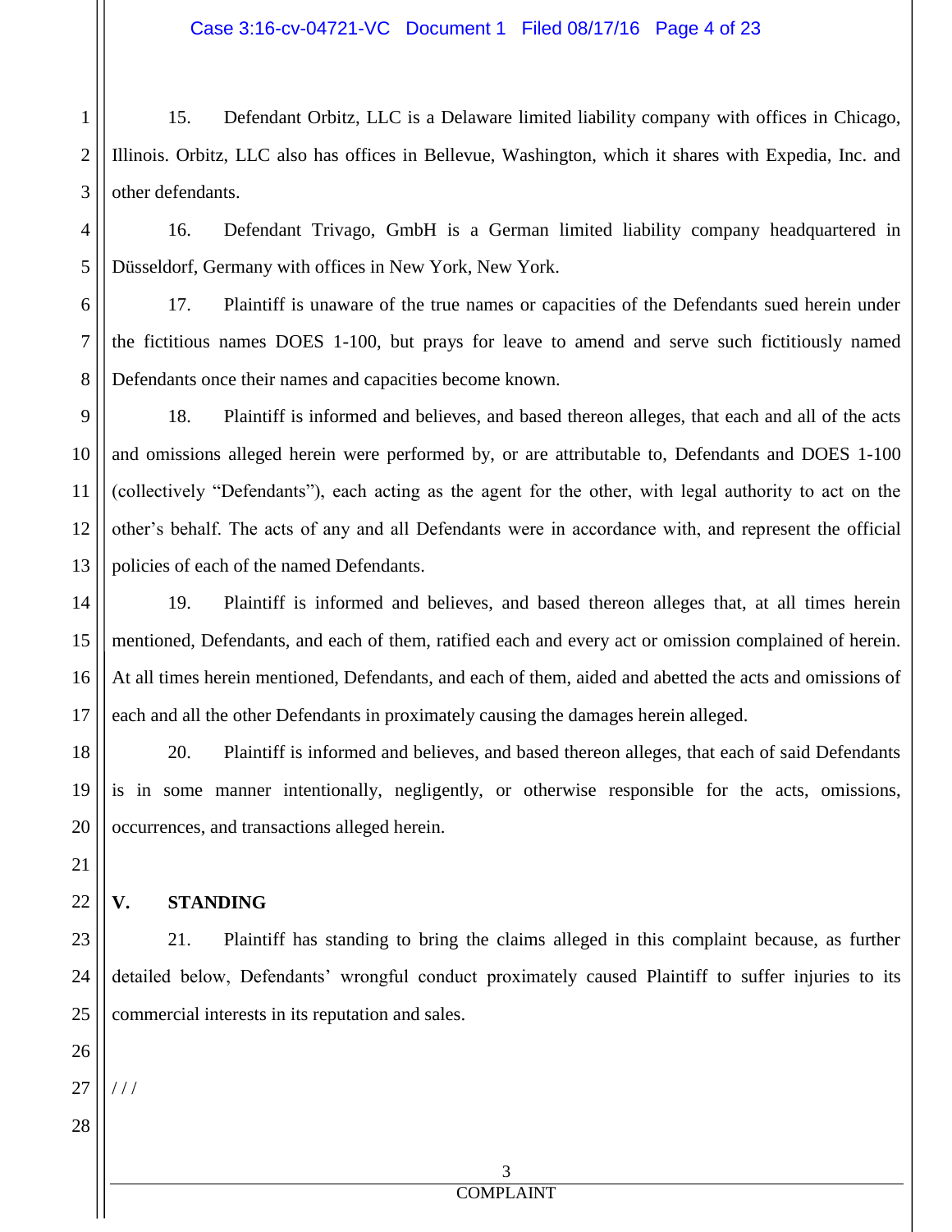15. Defendant Orbitz, LLC is a Delaware limited liability company with offices in Chicago, Illinois. Orbitz, LLC also has offices in Bellevue, Washington, which it shares with Expedia, Inc. and other defendants.

16. Defendant Trivago, GmbH is a German limited liability company headquartered in Düsseldorf, Germany with offices in New York, New York.

17. Plaintiff is unaware of the true names or capacities of the Defendants sued herein under the fictitious names DOES 1-100, but prays for leave to amend and serve such fictitiously named Defendants once their names and capacities become known.

18. Plaintiff is informed and believes, and based thereon alleges, that each and all of the acts and omissions alleged herein were performed by, or are attributable to, Defendants and DOES 1-100 (collectively "Defendants"), each acting as the agent for the other, with legal authority to act on the other's behalf. The acts of any and all Defendants were in accordance with, and represent the official policies of each of the named Defendants.

19. Plaintiff is informed and believes, and based thereon alleges that, at all times herein mentioned, Defendants, and each of them, ratified each and every act or omission complained of herein. At all times herein mentioned, Defendants, and each of them, aided and abetted the acts and omissions of each and all the other Defendants in proximately causing the damages herein alleged.

20. Plaintiff is informed and believes, and based thereon alleges, that each of said Defendants is in some manner intentionally, negligently, or otherwise responsible for the acts, omissions, occurrences, and transactions alleged herein.

## V. STANDING

21. Plaintiff has standing to bring the claims alleged in this complaint because, as further detailed below, Defendants' wrongful conduct proximately caused Plaintiff to suffer injuries to its commercial interests in its reputation and sales.

/ / /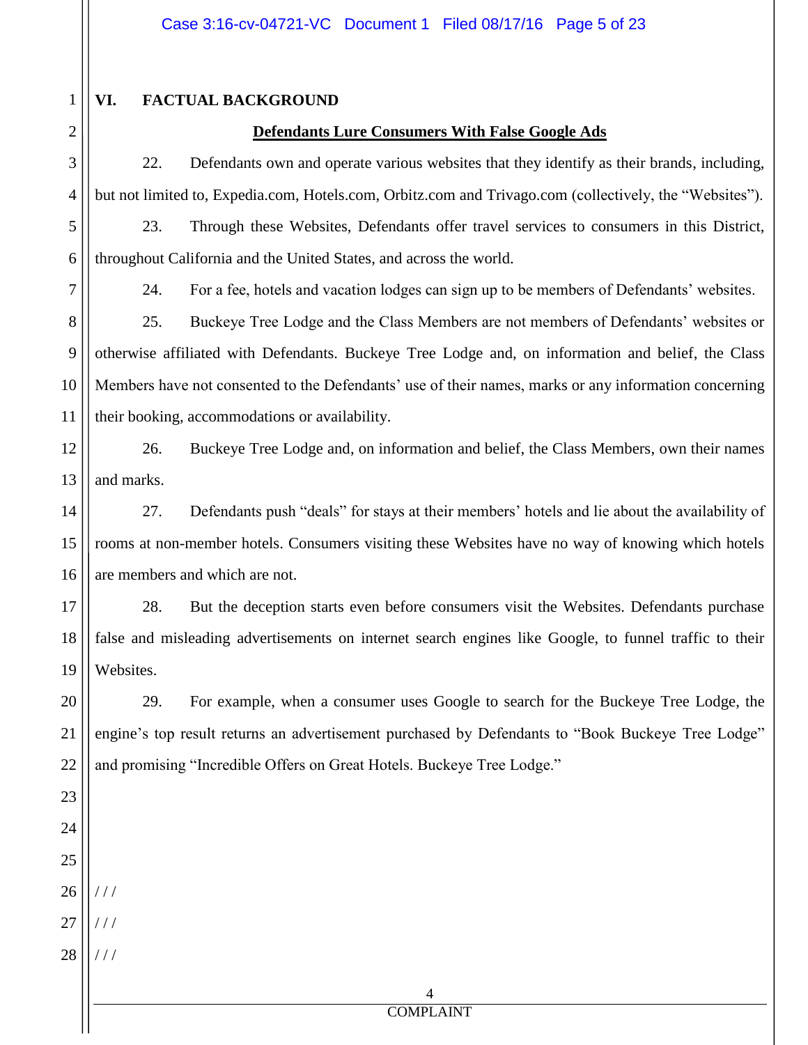## VI. FACTUAL BACKGROUND

**Defendants Lure Consumers With False Google Ads**

22. Defendants own and operate various websites that they identify as their brands, including, but not limited to, Expedia.com, Hotels.com, Orbitz.com and Trivago.com (collectively, the "Websites").

23. Through these Websites, Defendants offer travel services to consumers in this District, throughout California and the United States, and across the world.

24. For a fee, hotels and vacation lodges can sign up to be members of Defendants' websites.

25. Buckeye Tree Lodge and the Class Members are not members of Defendants' websites or otherwise affiliated with Defendants. Buckeye Tree Lodge and, on information and belief, the Class Members have not consented to the Defendants' use of their names, marks or any information concerning their booking, accommodations or availability.

26. Buckeye Tree Lodge and, on information and belief, the Class Members, own their names and marks.

27. Defendants push "deals" for stays at their members' hotels and lie about the availability of rooms at non-member hotels. Consumers visiting these Websites have no way of knowing which hotels are members and which are not.

28. But the deception starts even before consumers visit the Websites. Defendants purchase false and misleading advertisements on internet search engines like Google, to funnel traffic to their Websites.

29. For example, when a consumer uses Google to search for the Buckeye Tree Lodge, the engine's top result returns an advertisement purchased by Defendants to "Book Buckeye Tree Lodge" and promising "Incredible Offers on Great Hotels. Buckeye Tree Lodge."

/ / /

/ / /

/ / /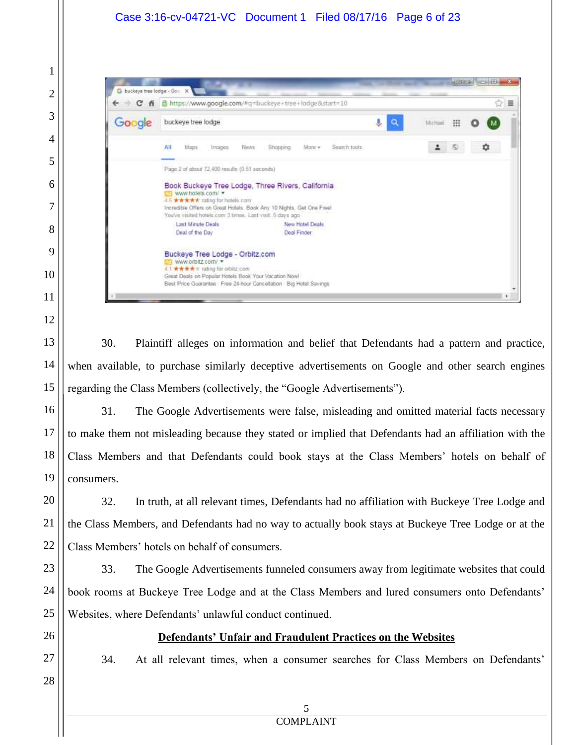30. Plaintiff alleges on information and belief that Defendants had a pattern and practice, when available, to purchase similarly deceptive advertisements on Google and other search engines regarding the Class Members (collectively, the "Google Advertisements").

31. The Google Advertisements were false, misleading and omitted material facts necessary to make them not misleading because they stated or implied that Defendants had an affiliation with the Class Members and that Defendants could book stays at the Class Members' hotels on behalf of consumers.

32. In truth, at all relevant times, Defendants had no affiliation with Buckeye Tree Lodge and the Class Members, and Defendants had no way to actually book stays at Buckeye Tree Lodge or at the Class Members' hotels on behalf of consumers.

33. The Google Advertisements funneled consumers away from legitimate websites that could book rooms at Buckeye Tree Lodge and at the Class Members and lured consumers onto Defendants' Websites, where Defendants' unlawful conduct continued.

**Defendants' Unfair and Fraudulent Practices on the Websites**

34. At all relevant times, when a consumer searches for Class Members on Defendants'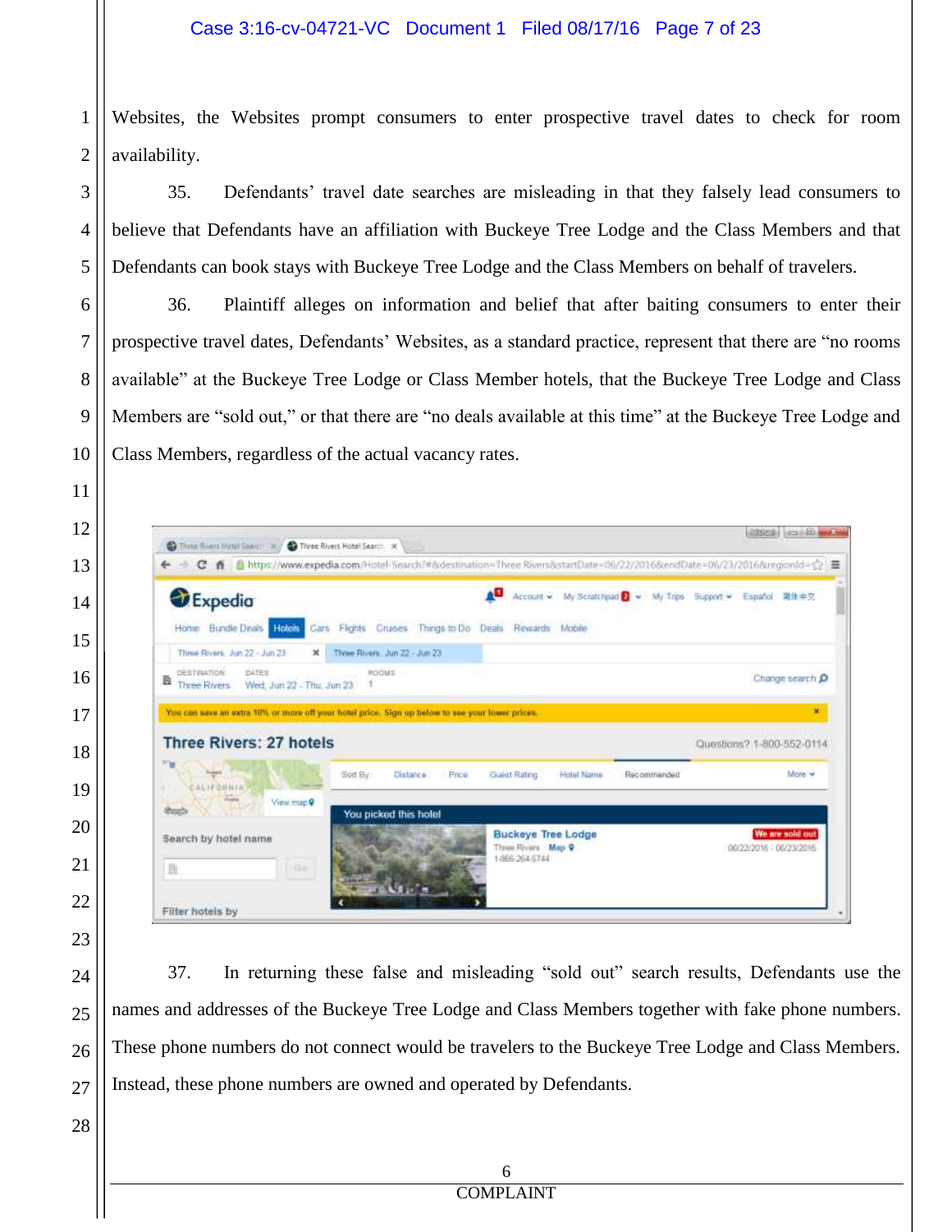Websites, the Websites prompt consumers to enter prospective travel dates to check for room availability.

35. Defendants' travel date searches are misleading in that they falsely lead consumers to believe that Defendants have an affiliation with Buckeye Tree Lodge and the Class Members and that Defendants can book stays with Buckeye Tree Lodge and the Class Members on behalf of travelers.

36. Plaintiff alleges on information and belief that after baiting consumers to enter their prospective travel dates, Defendants' Websites, as a standard practice, represent that there are "no rooms available" at the Buckeye Tree Lodge or Class Member hotels, that the Buckeye Tree Lodge and Class Members are "sold out," or that there are "no deals available at this time" at the Buckeye Tree Lodge and Class Members, regardless of the actual vacancy rates.

37. In returning these false and misleading "sold out" search results, Defendants use the names and addresses of the Buckeye Tree Lodge and Class Members together with fake phone numbers. These phone numbers do not connect would be travelers to the Buckeye Tree Lodge and Class Members. Instead, these phone numbers are owned and operated by Defendants.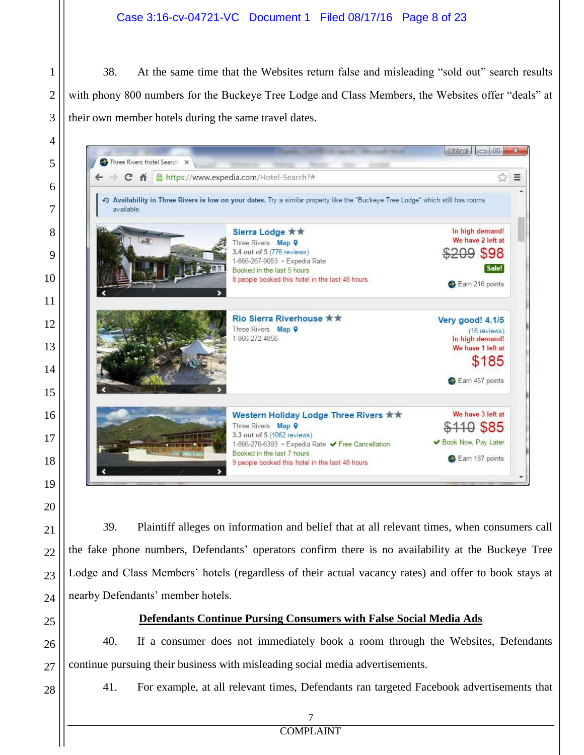38. At the same time that the Websites return false and misleading "sold out" search results with phony 800 numbers for the Buckeye Tree Lodge and Class Members, the Websites offer "deals" at their own member hotels during the same travel dates.

39. Plaintiff alleges on information and belief that at all relevant times, when consumers call the fake phone numbers, Defendants' operators confirm there is no availability at the Buckeye Tree Lodge and Class Members' hotels (regardless of their actual vacancy rates) and offer to book stays at nearby Defendants' member hotels.

**Defendants Continue Pursing Consumers with False Social Media Ads**

40. If a consumer does not immediately book a room through the Websites, Defendants continue pursuing their business with misleading social media advertisements.

41. For example, at all relevant times, Defendants ran targeted Facebook advertisements that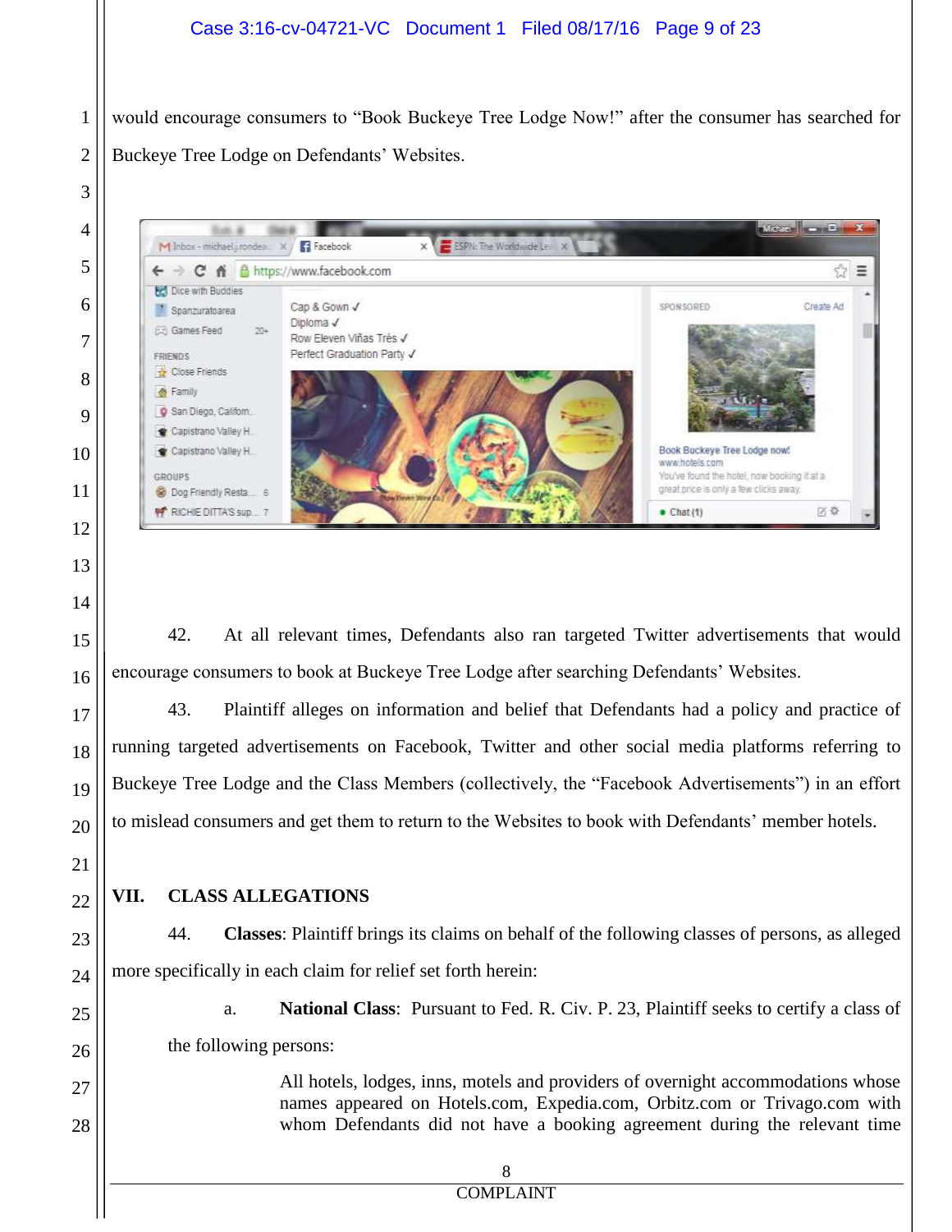would encourage consumers to "Book Buckeye Tree Lodge Now!" after the consumer has searched for Buckeye Tree Lodge on Defendants' Websites.

42. At all relevant times, Defendants also ran targeted Twitter advertisements that would encourage consumers to book at Buckeye Tree Lodge after searching Defendants' Websites.

43. Plaintiff alleges on information and belief that Defendants had a policy and practice of running targeted advertisements on Facebook, Twitter and other social media platforms referring to Buckeye Tree Lodge and the Class Members (collectively, the "Facebook Advertisements") in an effort to mislead consumers and get them to return to the Websites to book with Defendants' member hotels.

## VII. CLASS ALLEGATIONS

44. **Classes**: Plaintiff brings its claims on behalf of the following classes of persons, as alleged more specifically in each claim for relief set forth herein:

a. **National Class**: Pursuant to Fed. R. Civ. P. 23, Plaintiff seeks to certify a class of the following persons:

> All hotels, lodges, inns, motels and providers of overnight accommodations whose names appeared on Hotels.com, Expedia.com, Orbitz.com or Trivago.com with whom Defendants did not have a booking agreement during the relevant time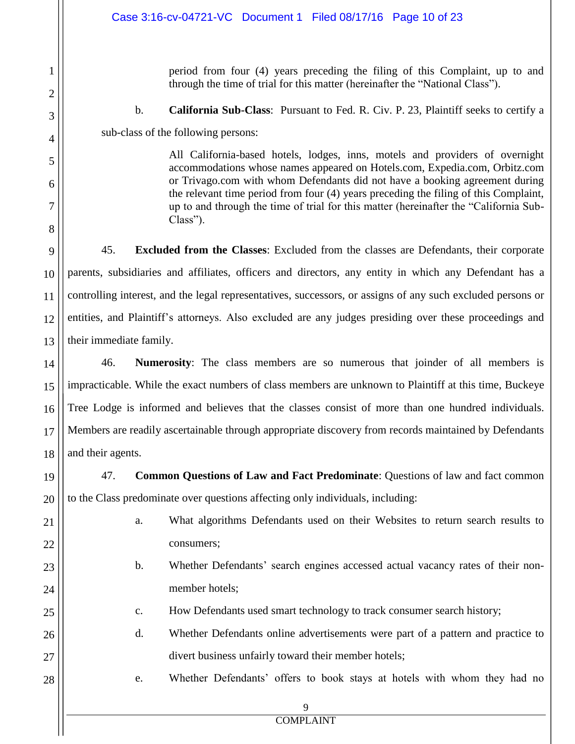period from four (4) years preceding the filing of this Complaint, up to and through the time of trial for this matter (hereinafter the "National Class").

b. **California Sub-Class**: Pursuant to Fed. R. Civ. P. 23, Plaintiff seeks to certify a sub-class of the following persons:

> All California-based hotels, lodges, inns, motels and providers of overnight accommodations whose names appeared on Hotels.com, Expedia.com, Orbitz.com or Trivago.com with whom Defendants did not have a booking agreement during the relevant time period from four (4) years preceding the filing of this Complaint, up to and through the time of trial for this matter (hereinafter the "California Sub-Class").

45. **Excluded from the Classes**: Excluded from the classes are Defendants, their corporate parents, subsidiaries and affiliates, officers and directors, any entity in which any Defendant has a controlling interest, and the legal representatives, successors, or assigns of any such excluded persons or entities, and Plaintiff's attorneys. Also excluded are any judges presiding over these proceedings and their immediate family.

46. **Numerosity**: The class members are so numerous that joinder of all members is impracticable. While the exact numbers of class members are unknown to Plaintiff at this time, Buckeye Tree Lodge is informed and believes that the classes consist of more than one hundred individuals. Members are readily ascertainable through appropriate discovery from records maintained by Defendants and their agents.

47. **Common Questions of Law and Fact Predominate**: Questions of law and fact common to the Class predominate over questions affecting only individuals, including:

a. What algorithms Defendants used on their Websites to return search results to consumers;

b. Whether Defendants' search engines accessed actual vacancy rates of their non-member hotels;

c. How Defendants used smart technology to track consumer search history;

d. Whether Defendants online advertisements were part of a pattern and practice to divert business unfairly toward their member hotels;

e. Whether Defendants' offers to book stays at hotels with whom they had no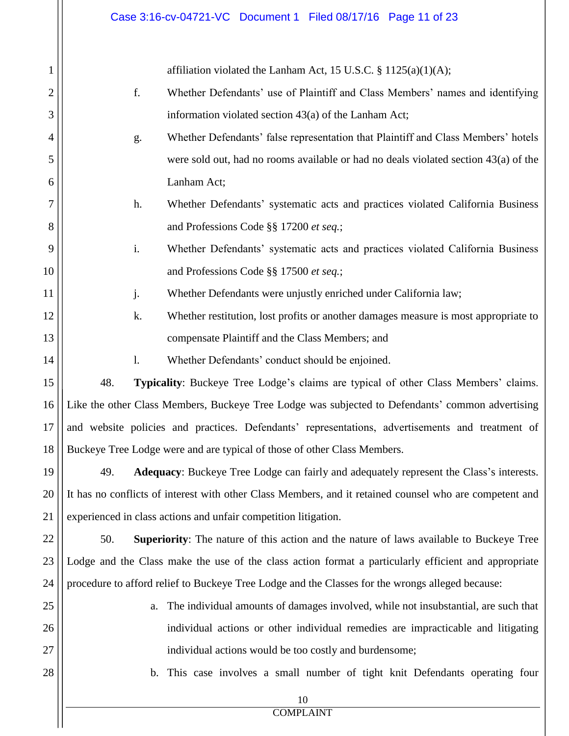affiliation violated the Lanham Act, 15 U.S.C. § 1125(a)(1)(A);

f. Whether Defendants' use of Plaintiff and Class Members' names and identifying information violated section 43(a) of the Lanham Act;

g. Whether Defendants' false representation that Plaintiff and Class Members' hotels were sold out, had no rooms available or had no deals violated section 43(a) of the Lanham Act;

h. Whether Defendants' systematic acts and practices violated California Business and Professions Code §§ 17200 *et seq.*;

i. Whether Defendants' systematic acts and practices violated California Business and Professions Code §§ 17500 *et seq.*;

j. Whether Defendants were unjustly enriched under California law;

k. Whether restitution, lost profits or another damages measure is most appropriate to compensate Plaintiff and the Class Members; and

l. Whether Defendants' conduct should be enjoined.

48. **Typicality**: Buckeye Tree Lodge's claims are typical of other Class Members' claims. Like the other Class Members, Buckeye Tree Lodge was subjected to Defendants' common advertising and website policies and practices. Defendants' representations, advertisements and treatment of Buckeye Tree Lodge were and are typical of those of other Class Members.

49. **Adequacy**: Buckeye Tree Lodge can fairly and adequately represent the Class's interests. It has no conflicts of interest with other Class Members, and it retained counsel who are competent and experienced in class actions and unfair competition litigation.

50. **Superiority**: The nature of this action and the nature of laws available to Buckeye Tree Lodge and the Class make the use of the class action format a particularly efficient and appropriate procedure to afford relief to Buckeye Tree Lodge and the Classes for the wrongs alleged because:

a. The individual amounts of damages involved, while not insubstantial, are such that individual actions or other individual remedies are impracticable and litigating individual actions would be too costly and burdensome;

b. This case involves a small number of tight knit Defendants operating four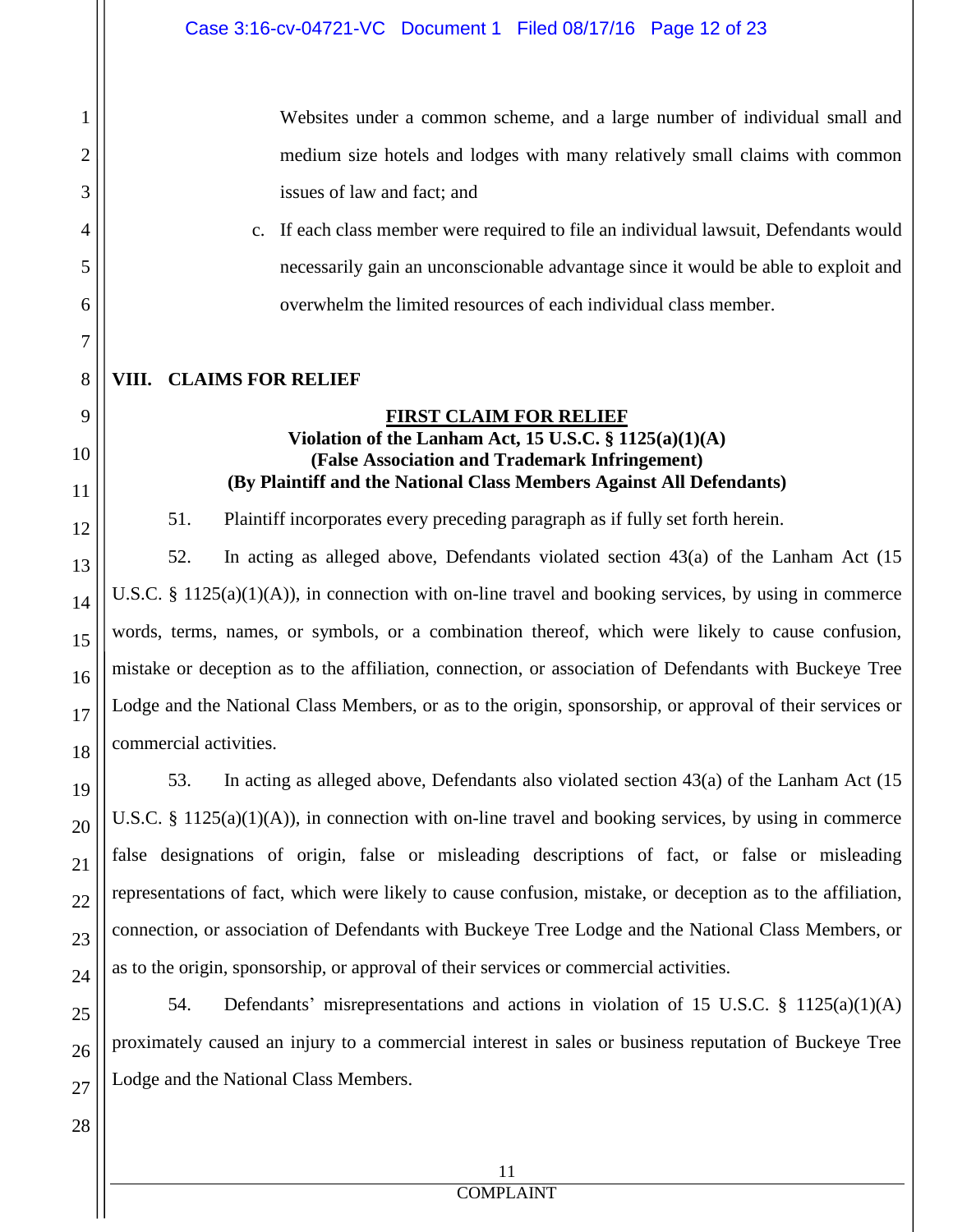Websites under a common scheme, and a large number of individual small and medium size hotels and lodges with many relatively small claims with common issues of law and fact; and

c. If each class member were required to file an individual lawsuit, Defendants would necessarily gain an unconscionable advantage since it would be able to exploit and overwhelm the limited resources of each individual class member.

## VIII. CLAIMS FOR RELIEF

### FIRST CLAIM FOR RELIEF

**Violation of the Lanham Act, 15 U.S.C. § 1125(a)(1)(A)**
**(False Association and Trademark Infringement)**
**(By Plaintiff and the National Class Members Against All Defendants)**

51. Plaintiff incorporates every preceding paragraph as if fully set forth herein.

52. In acting as alleged above, Defendants violated section 43(a) of the Lanham Act (15 U.S.C. § 1125(a)(1)(A)), in connection with on-line travel and booking services, by using in commerce words, terms, names, or symbols, or a combination thereof, which were likely to cause confusion, mistake or deception as to the affiliation, connection, or association of Defendants with Buckeye Tree Lodge and the National Class Members, or as to the origin, sponsorship, or approval of their services or commercial activities.

53. In acting as alleged above, Defendants also violated section 43(a) of the Lanham Act (15 U.S.C. § 1125(a)(1)(A)), in connection with on-line travel and booking services, by using in commerce false designations of origin, false or misleading descriptions of fact, or false or misleading representations of fact, which were likely to cause confusion, mistake, or deception as to the affiliation, connection, or association of Defendants with Buckeye Tree Lodge and the National Class Members, or as to the origin, sponsorship, or approval of their services or commercial activities.

54. Defendants' misrepresentations and actions in violation of 15 U.S.C. § 1125(a)(1)(A) proximately caused an injury to a commercial interest in sales or business reputation of Buckeye Tree Lodge and the National Class Members.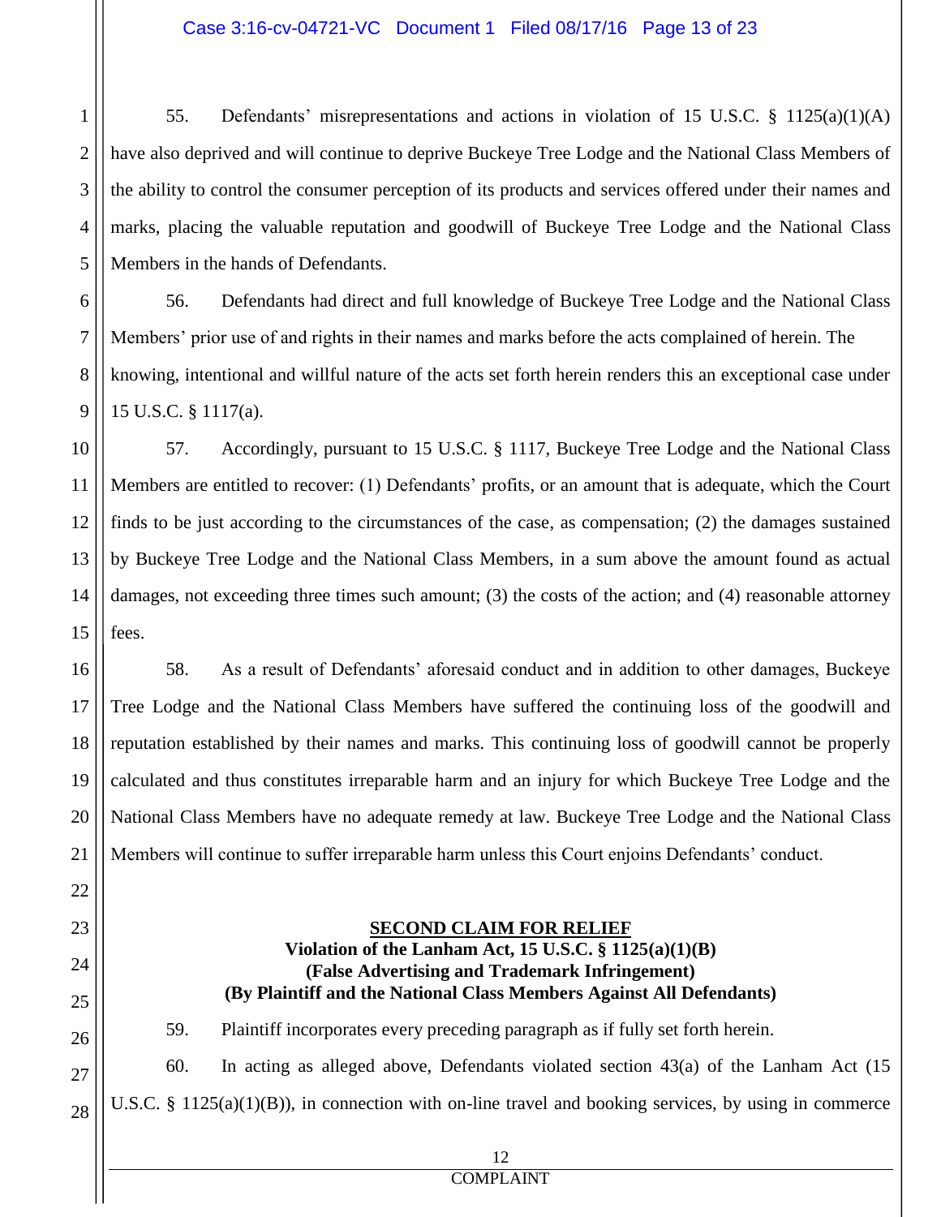55. Defendants' misrepresentations and actions in violation of 15 U.S.C. § 1125(a)(1)(A) have also deprived and will continue to deprive Buckeye Tree Lodge and the National Class Members of the ability to control the consumer perception of its products and services offered under their names and marks, placing the valuable reputation and goodwill of Buckeye Tree Lodge and the National Class Members in the hands of Defendants.

56. Defendants had direct and full knowledge of Buckeye Tree Lodge and the National Class Members' prior use of and rights in their names and marks before the acts complained of herein. The knowing, intentional and willful nature of the acts set forth herein renders this an exceptional case under 15 U.S.C. § 1117(a).

57. Accordingly, pursuant to 15 U.S.C. § 1117, Buckeye Tree Lodge and the National Class Members are entitled to recover: (1) Defendants' profits, or an amount that is adequate, which the Court finds to be just according to the circumstances of the case, as compensation; (2) the damages sustained by Buckeye Tree Lodge and the National Class Members, in a sum above the amount found as actual damages, not exceeding three times such amount; (3) the costs of the action; and (4) reasonable attorney fees.

58. As a result of Defendants' aforesaid conduct and in addition to other damages, Buckeye Tree Lodge and the National Class Members have suffered the continuing loss of the goodwill and reputation established by their names and marks. This continuing loss of goodwill cannot be properly calculated and thus constitutes irreparable harm and an injury for which Buckeye Tree Lodge and the National Class Members have no adequate remedy at law. Buckeye Tree Lodge and the National Class Members will continue to suffer irreparable harm unless this Court enjoins Defendants' conduct.

## SECOND CLAIM FOR RELIEF

**Violation of the Lanham Act, 15 U.S.C. § 1125(a)(1)(B)**
**(False Advertising and Trademark Infringement)**
**(By Plaintiff and the National Class Members Against All Defendants)**

59. Plaintiff incorporates every preceding paragraph as if fully set forth herein.

60. In acting as alleged above, Defendants violated section 43(a) of the Lanham Act (15 U.S.C. § 1125(a)(1)(B)), in connection with on-line travel and booking services, by using in commerce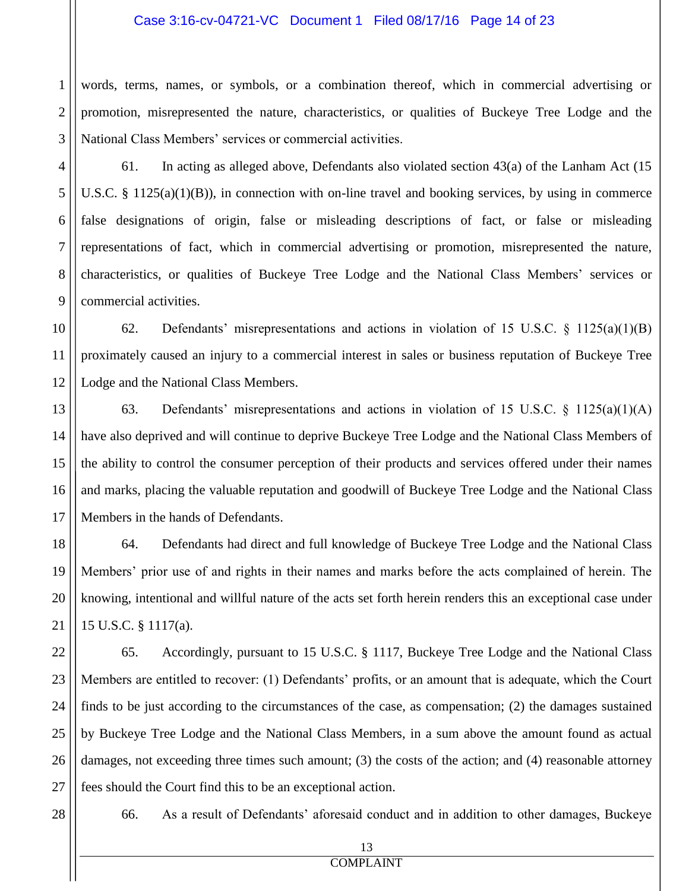words, terms, names, or symbols, or a combination thereof, which in commercial advertising or promotion, misrepresented the nature, characteristics, or qualities of Buckeye Tree Lodge and the National Class Members' services or commercial activities.

61. In acting as alleged above, Defendants also violated section 43(a) of the Lanham Act (15 U.S.C. § 1125(a)(1)(B)), in connection with on-line travel and booking services, by using in commerce false designations of origin, false or misleading descriptions of fact, or false or misleading representations of fact, which in commercial advertising or promotion, misrepresented the nature, characteristics, or qualities of Buckeye Tree Lodge and the National Class Members' services or commercial activities.

62. Defendants' misrepresentations and actions in violation of 15 U.S.C. § 1125(a)(1)(B) proximately caused an injury to a commercial interest in sales or business reputation of Buckeye Tree Lodge and the National Class Members.

63. Defendants' misrepresentations and actions in violation of 15 U.S.C. § 1125(a)(1)(A) have also deprived and will continue to deprive Buckeye Tree Lodge and the National Class Members of the ability to control the consumer perception of their products and services offered under their names and marks, placing the valuable reputation and goodwill of Buckeye Tree Lodge and the National Class Members in the hands of Defendants.

64. Defendants had direct and full knowledge of Buckeye Tree Lodge and the National Class Members' prior use of and rights in their names and marks before the acts complained of herein. The knowing, intentional and willful nature of the acts set forth herein renders this an exceptional case under 15 U.S.C. § 1117(a).

65. Accordingly, pursuant to 15 U.S.C. § 1117, Buckeye Tree Lodge and the National Class Members are entitled to recover: (1) Defendants' profits, or an amount that is adequate, which the Court finds to be just according to the circumstances of the case, as compensation; (2) the damages sustained by Buckeye Tree Lodge and the National Class Members, in a sum above the amount found as actual damages, not exceeding three times such amount; (3) the costs of the action; and (4) reasonable attorney fees should the Court find this to be an exceptional action.

66. As a result of Defendants' aforesaid conduct and in addition to other damages, Buckeye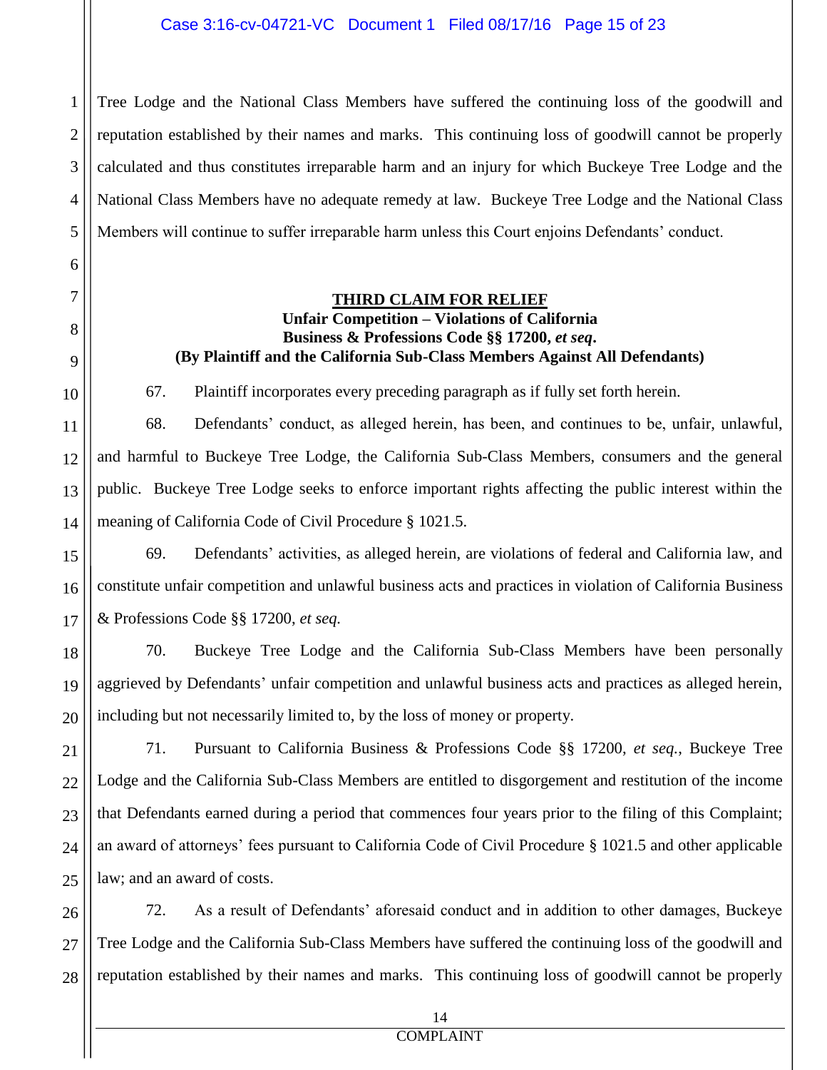Tree Lodge and the National Class Members have suffered the continuing loss of the goodwill and reputation established by their names and marks. This continuing loss of goodwill cannot be properly calculated and thus constitutes irreparable harm and an injury for which Buckeye Tree Lodge and the National Class Members have no adequate remedy at law. Buckeye Tree Lodge and the National Class Members will continue to suffer irreparable harm unless this Court enjoins Defendants' conduct.

**THIRD CLAIM FOR RELIEF**
**Unfair Competition – Violations of California Business & Professions Code §§ 17200, *et seq*.**
**(By Plaintiff and the California Sub-Class Members Against All Defendants)**

67. Plaintiff incorporates every preceding paragraph as if fully set forth herein.

68. Defendants' conduct, as alleged herein, has been, and continues to be, unfair, unlawful, and harmful to Buckeye Tree Lodge, the California Sub-Class Members, consumers and the general public. Buckeye Tree Lodge seeks to enforce important rights affecting the public interest within the meaning of California Code of Civil Procedure § 1021.5.

69. Defendants' activities, as alleged herein, are violations of federal and California law, and constitute unfair competition and unlawful business acts and practices in violation of California Business & Professions Code §§ 17200, *et seq.*

70. Buckeye Tree Lodge and the California Sub-Class Members have been personally aggrieved by Defendants' unfair competition and unlawful business acts and practices as alleged herein, including but not necessarily limited to, by the loss of money or property.

71. Pursuant to California Business & Professions Code §§ 17200, *et seq.*, Buckeye Tree Lodge and the California Sub-Class Members are entitled to disgorgement and restitution of the income that Defendants earned during a period that commences four years prior to the filing of this Complaint; an award of attorneys' fees pursuant to California Code of Civil Procedure § 1021.5 and other applicable law; and an award of costs.

72. As a result of Defendants' aforesaid conduct and in addition to other damages, Buckeye Tree Lodge and the California Sub-Class Members have suffered the continuing loss of the goodwill and reputation established by their names and marks. This continuing loss of goodwill cannot be properly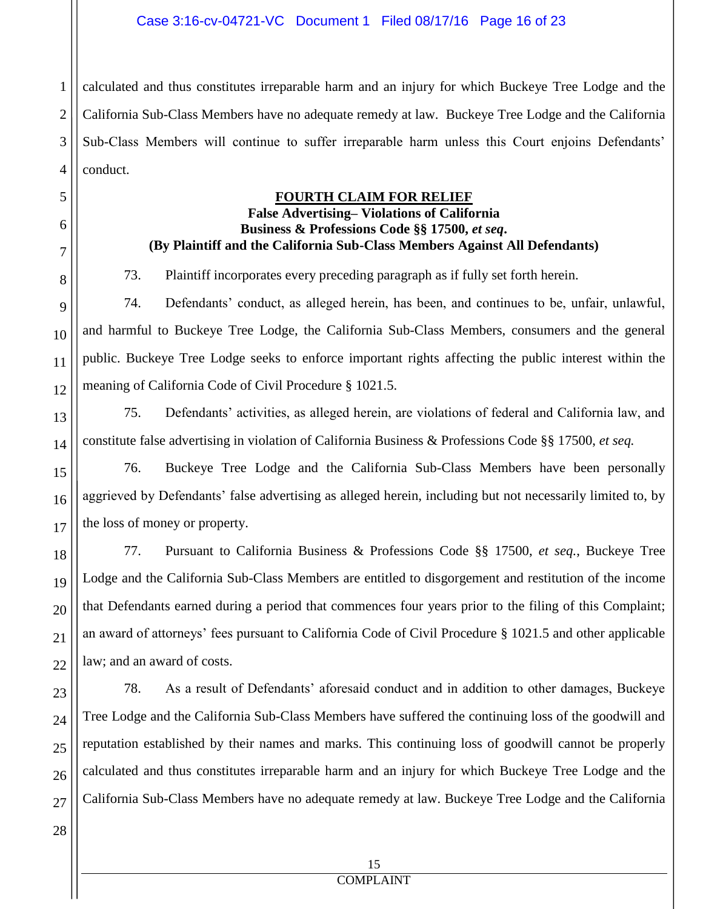calculated and thus constitutes irreparable harm and an injury for which Buckeye Tree Lodge and the California Sub-Class Members have no adequate remedy at law. Buckeye Tree Lodge and the California Sub-Class Members will continue to suffer irreparable harm unless this Court enjoins Defendants' conduct.

**FOURTH CLAIM FOR RELIEF**
**False Advertising– Violations of California Business & Professions Code §§ 17500, *et seq*.**
**(By Plaintiff and the California Sub-Class Members Against All Defendants)**

73. Plaintiff incorporates every preceding paragraph as if fully set forth herein.

74. Defendants' conduct, as alleged herein, has been, and continues to be, unfair, unlawful, and harmful to Buckeye Tree Lodge, the California Sub-Class Members, consumers and the general public. Buckeye Tree Lodge seeks to enforce important rights affecting the public interest within the meaning of California Code of Civil Procedure § 1021.5.

75. Defendants' activities, as alleged herein, are violations of federal and California law, and constitute false advertising in violation of California Business & Professions Code §§ 17500, *et seq.*

76. Buckeye Tree Lodge and the California Sub-Class Members have been personally aggrieved by Defendants' false advertising as alleged herein, including but not necessarily limited to, by the loss of money or property.

77. Pursuant to California Business & Professions Code §§ 17500, *et seq.*, Buckeye Tree Lodge and the California Sub-Class Members are entitled to disgorgement and restitution of the income that Defendants earned during a period that commences four years prior to the filing of this Complaint; an award of attorneys' fees pursuant to California Code of Civil Procedure § 1021.5 and other applicable law; and an award of costs.

78. As a result of Defendants' aforesaid conduct and in addition to other damages, Buckeye Tree Lodge and the California Sub-Class Members have suffered the continuing loss of the goodwill and reputation established by their names and marks. This continuing loss of goodwill cannot be properly calculated and thus constitutes irreparable harm and an injury for which Buckeye Tree Lodge and the California Sub-Class Members have no adequate remedy at law. Buckeye Tree Lodge and the California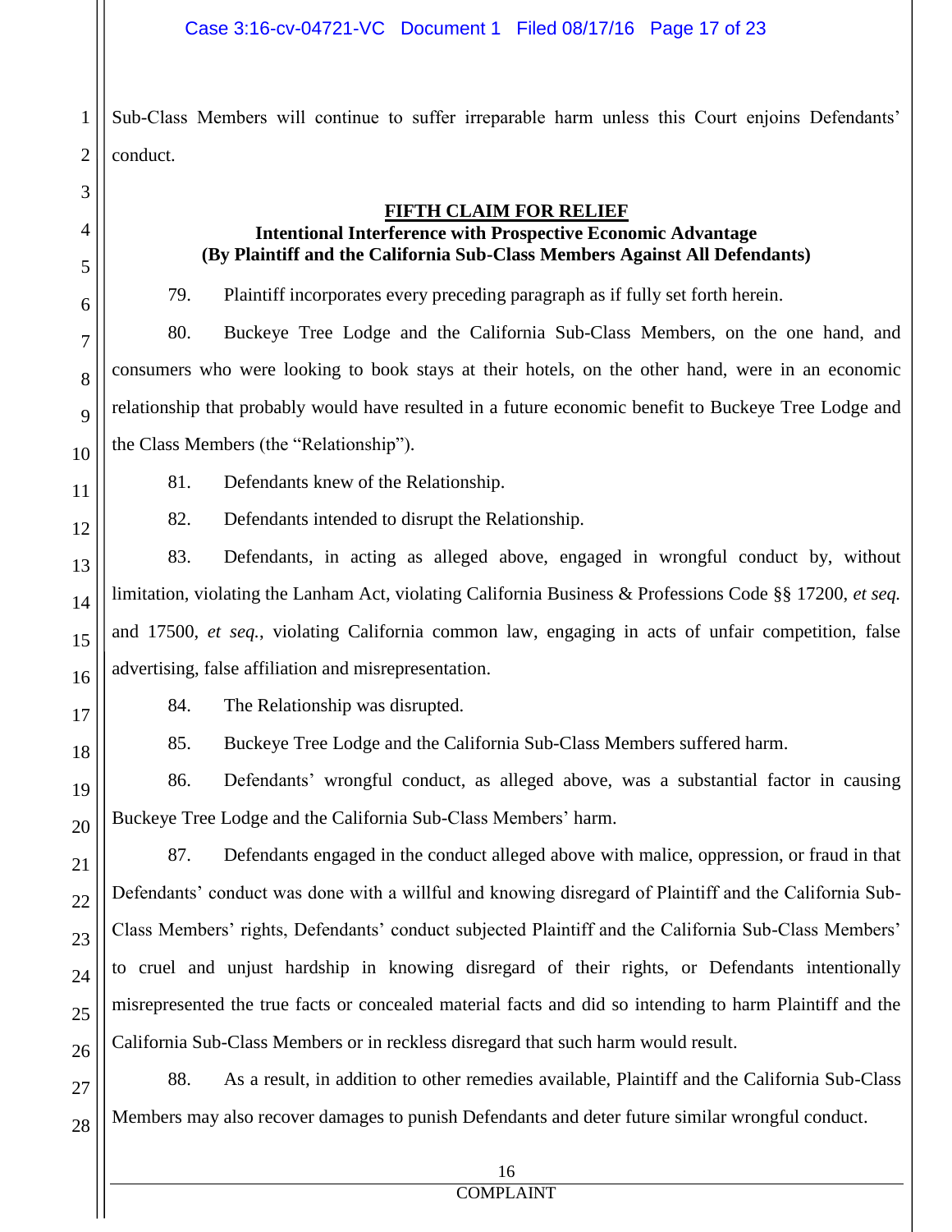Sub-Class Members will continue to suffer irreparable harm unless this Court enjoins Defendants' conduct.

## FIFTH CLAIM FOR RELIEF

### Intentional Interference with Prospective Economic Advantage (By Plaintiff and the California Sub-Class Members Against All Defendants)

79. Plaintiff incorporates every preceding paragraph as if fully set forth herein.

80. Buckeye Tree Lodge and the California Sub-Class Members, on the one hand, and consumers who were looking to book stays at their hotels, on the other hand, were in an economic relationship that probably would have resulted in a future economic benefit to Buckeye Tree Lodge and the Class Members (the "Relationship").

81. Defendants knew of the Relationship.

82. Defendants intended to disrupt the Relationship.

83. Defendants, in acting as alleged above, engaged in wrongful conduct by, without limitation, violating the Lanham Act, violating California Business & Professions Code §§ 17200, *et seq.* and 17500, *et seq.*, violating California common law, engaging in acts of unfair competition, false advertising, false affiliation and misrepresentation.

84. The Relationship was disrupted.

85. Buckeye Tree Lodge and the California Sub-Class Members suffered harm.

86. Defendants' wrongful conduct, as alleged above, was a substantial factor in causing Buckeye Tree Lodge and the California Sub-Class Members' harm.

87. Defendants engaged in the conduct alleged above with malice, oppression, or fraud in that Defendants' conduct was done with a willful and knowing disregard of Plaintiff and the California Sub-Class Members' rights, Defendants' conduct subjected Plaintiff and the California Sub-Class Members' to cruel and unjust hardship in knowing disregard of their rights, or Defendants intentionally misrepresented the true facts or concealed material facts and did so intending to harm Plaintiff and the California Sub-Class Members or in reckless disregard that such harm would result.

88. As a result, in addition to other remedies available, Plaintiff and the California Sub-Class Members may also recover damages to punish Defendants and deter future similar wrongful conduct.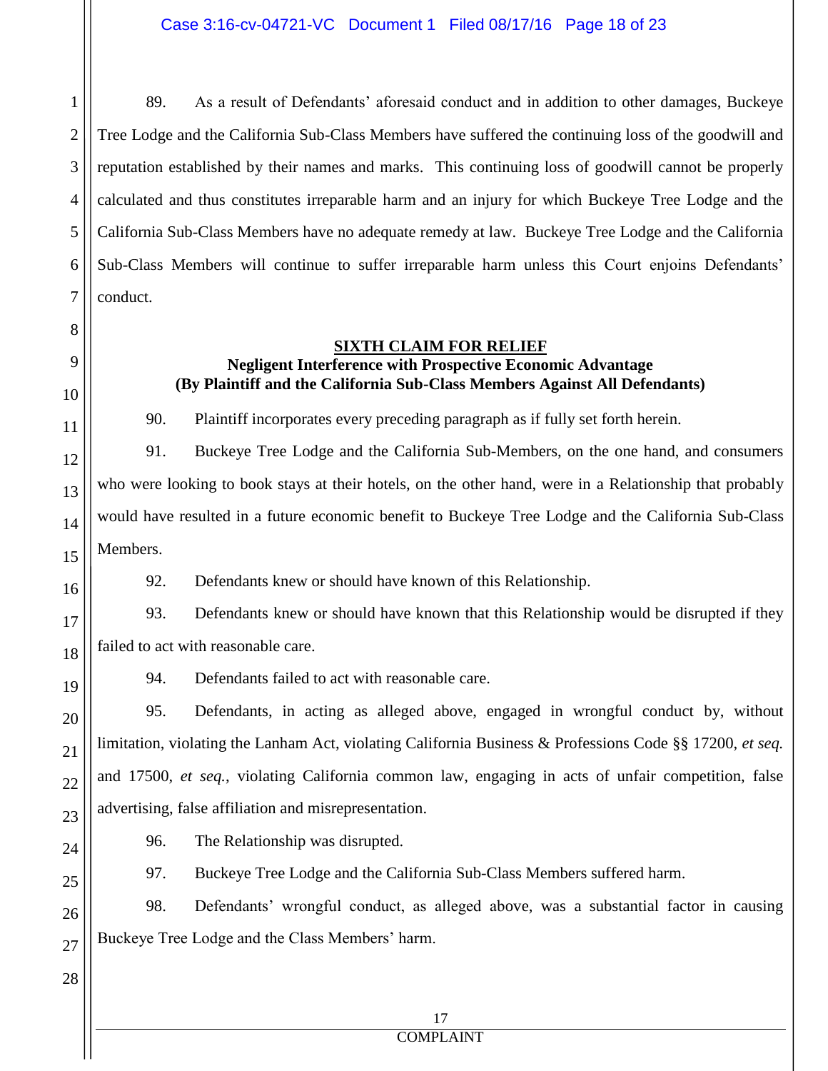89. As a result of Defendants' aforesaid conduct and in addition to other damages, Buckeye Tree Lodge and the California Sub-Class Members have suffered the continuing loss of the goodwill and reputation established by their names and marks. This continuing loss of goodwill cannot be properly calculated and thus constitutes irreparable harm and an injury for which Buckeye Tree Lodge and the California Sub-Class Members have no adequate remedy at law. Buckeye Tree Lodge and the California Sub-Class Members will continue to suffer irreparable harm unless this Court enjoins Defendants' conduct.

**SIXTH CLAIM FOR RELIEF**
**Negligent Interference with Prospective Economic Advantage**
**(By Plaintiff and the California Sub-Class Members Against All Defendants)**

90. Plaintiff incorporates every preceding paragraph as if fully set forth herein.

91. Buckeye Tree Lodge and the California Sub-Members, on the one hand, and consumers who were looking to book stays at their hotels, on the other hand, were in a Relationship that probably would have resulted in a future economic benefit to Buckeye Tree Lodge and the California Sub-Class Members.

92. Defendants knew or should have known of this Relationship.

93. Defendants knew or should have known that this Relationship would be disrupted if they failed to act with reasonable care.

94. Defendants failed to act with reasonable care.

95. Defendants, in acting as alleged above, engaged in wrongful conduct by, without limitation, violating the Lanham Act, violating California Business & Professions Code §§ 17200, *et seq.* and 17500, *et seq.*, violating California common law, engaging in acts of unfair competition, false advertising, false affiliation and misrepresentation.

96. The Relationship was disrupted.

97. Buckeye Tree Lodge and the California Sub-Class Members suffered harm.

98. Defendants' wrongful conduct, as alleged above, was a substantial factor in causing Buckeye Tree Lodge and the Class Members' harm.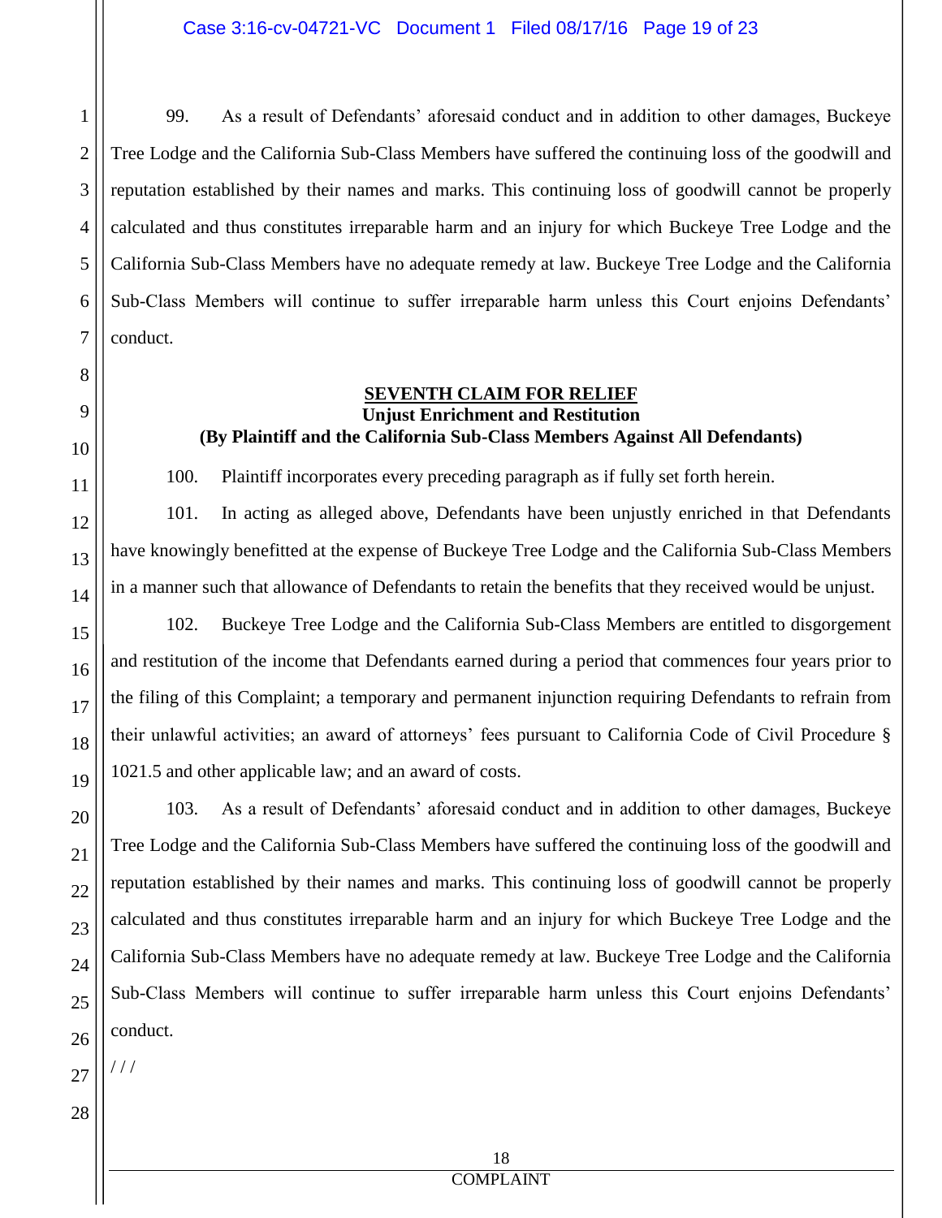99. As a result of Defendants' aforesaid conduct and in addition to other damages, Buckeye Tree Lodge and the California Sub-Class Members have suffered the continuing loss of the goodwill and reputation established by their names and marks. This continuing loss of goodwill cannot be properly calculated and thus constitutes irreparable harm and an injury for which Buckeye Tree Lodge and the California Sub-Class Members have no adequate remedy at law. Buckeye Tree Lodge and the California Sub-Class Members will continue to suffer irreparable harm unless this Court enjoins Defendants' conduct.

**SEVENTH CLAIM FOR RELIEF**
**Unjust Enrichment and Restitution**
**(By Plaintiff and the California Sub-Class Members Against All Defendants)**

100. Plaintiff incorporates every preceding paragraph as if fully set forth herein.

101. In acting as alleged above, Defendants have been unjustly enriched in that Defendants have knowingly benefitted at the expense of Buckeye Tree Lodge and the California Sub-Class Members in a manner such that allowance of Defendants to retain the benefits that they received would be unjust.

102. Buckeye Tree Lodge and the California Sub-Class Members are entitled to disgorgement and restitution of the income that Defendants earned during a period that commences four years prior to the filing of this Complaint; a temporary and permanent injunction requiring Defendants to refrain from their unlawful activities; an award of attorneys' fees pursuant to California Code of Civil Procedure § 1021.5 and other applicable law; and an award of costs.

103. As a result of Defendants' aforesaid conduct and in addition to other damages, Buckeye Tree Lodge and the California Sub-Class Members have suffered the continuing loss of the goodwill and reputation established by their names and marks. This continuing loss of goodwill cannot be properly calculated and thus constitutes irreparable harm and an injury for which Buckeye Tree Lodge and the California Sub-Class Members have no adequate remedy at law. Buckeye Tree Lodge and the California Sub-Class Members will continue to suffer irreparable harm unless this Court enjoins Defendants' conduct.

/ / /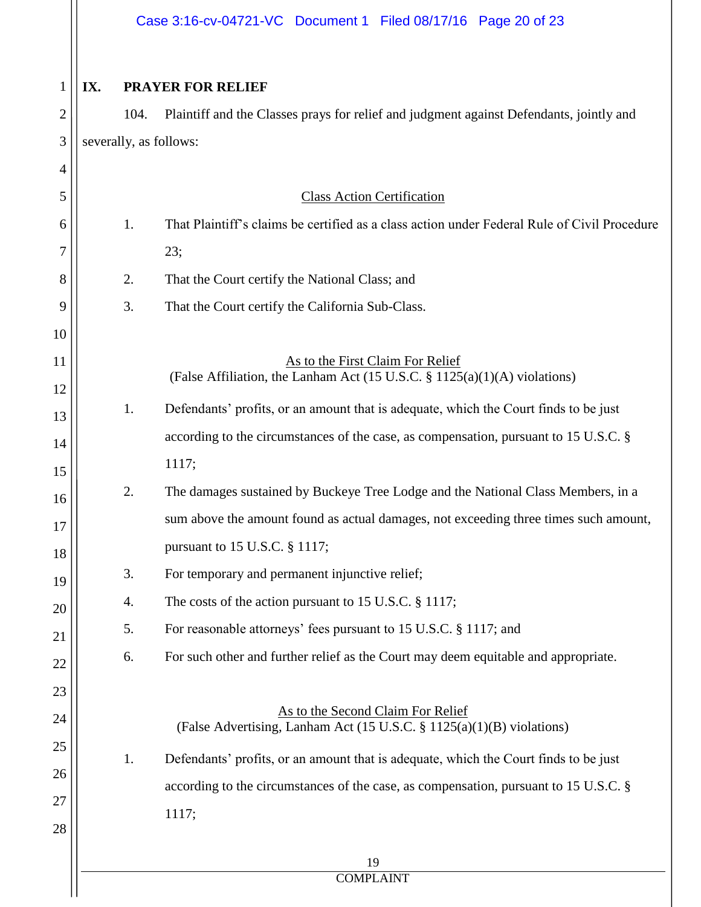## IX. PRAYER FOR RELIEF

104. Plaintiff and the Classes prays for relief and judgment against Defendants, jointly and severally, as follows:

<u>Class Action Certification</u>

1. That Plaintiff's claims be certified as a class action under Federal Rule of Civil Procedure 23;
2. That the Court certify the National Class; and
3. That the Court certify the California Sub-Class.

<u>As to the First Claim For Relief</u>
(False Affiliation, the Lanham Act (15 U.S.C. § 1125(a)(1)(A) violations)

1. Defendants' profits, or an amount that is adequate, which the Court finds to be just according to the circumstances of the case, as compensation, pursuant to 15 U.S.C. § 1117;
2. The damages sustained by Buckeye Tree Lodge and the National Class Members, in a sum above the amount found as actual damages, not exceeding three times such amount, pursuant to 15 U.S.C. § 1117;
3. For temporary and permanent injunctive relief;
4. The costs of the action pursuant to 15 U.S.C. § 1117;
5. For reasonable attorneys' fees pursuant to 15 U.S.C. § 1117; and
6. For such other and further relief as the Court may deem equitable and appropriate.

<u>As to the Second Claim For Relief</u>
(False Advertising, Lanham Act (15 U.S.C. § 1125(a)(1)(B) violations)

1. Defendants' profits, or an amount that is adequate, which the Court finds to be just according to the circumstances of the case, as compensation, pursuant to 15 U.S.C. § 1117;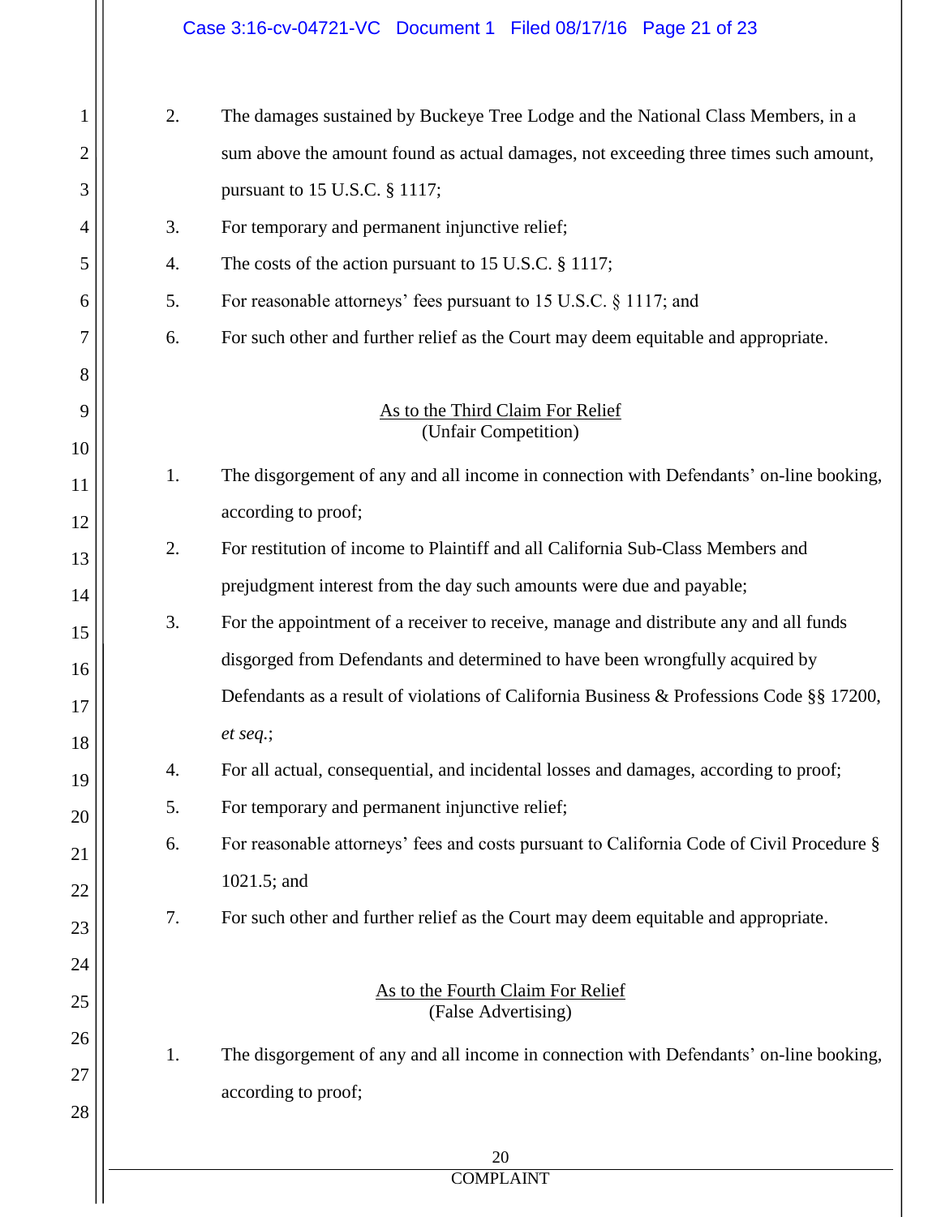2. The damages sustained by Buckeye Tree Lodge and the National Class Members, in a sum above the amount found as actual damages, not exceeding three times such amount, pursuant to 15 U.S.C. § 1117;
3. For temporary and permanent injunctive relief;
4. The costs of the action pursuant to 15 U.S.C. § 1117;
5. For reasonable attorneys' fees pursuant to 15 U.S.C. § 1117; and
6. For such other and further relief as the Court may deem equitable and appropriate.

<u>As to the Third Claim For Relief</u>
(Unfair Competition)

1. The disgorgement of any and all income in connection with Defendants' on-line booking, according to proof;
2. For restitution of income to Plaintiff and all California Sub-Class Members and prejudgment interest from the day such amounts were due and payable;
3. For the appointment of a receiver to receive, manage and distribute any and all funds disgorged from Defendants and determined to have been wrongfully acquired by Defendants as a result of violations of California Business & Professions Code §§ 17200, *et seq.*;
4. For all actual, consequential, and incidental losses and damages, according to proof;
5. For temporary and permanent injunctive relief;
6. For reasonable attorneys' fees and costs pursuant to California Code of Civil Procedure § 1021.5; and
7. For such other and further relief as the Court may deem equitable and appropriate.

<u>As to the Fourth Claim For Relief</u>
(False Advertising)

1. The disgorgement of any and all income in connection with Defendants' on-line booking, according to proof;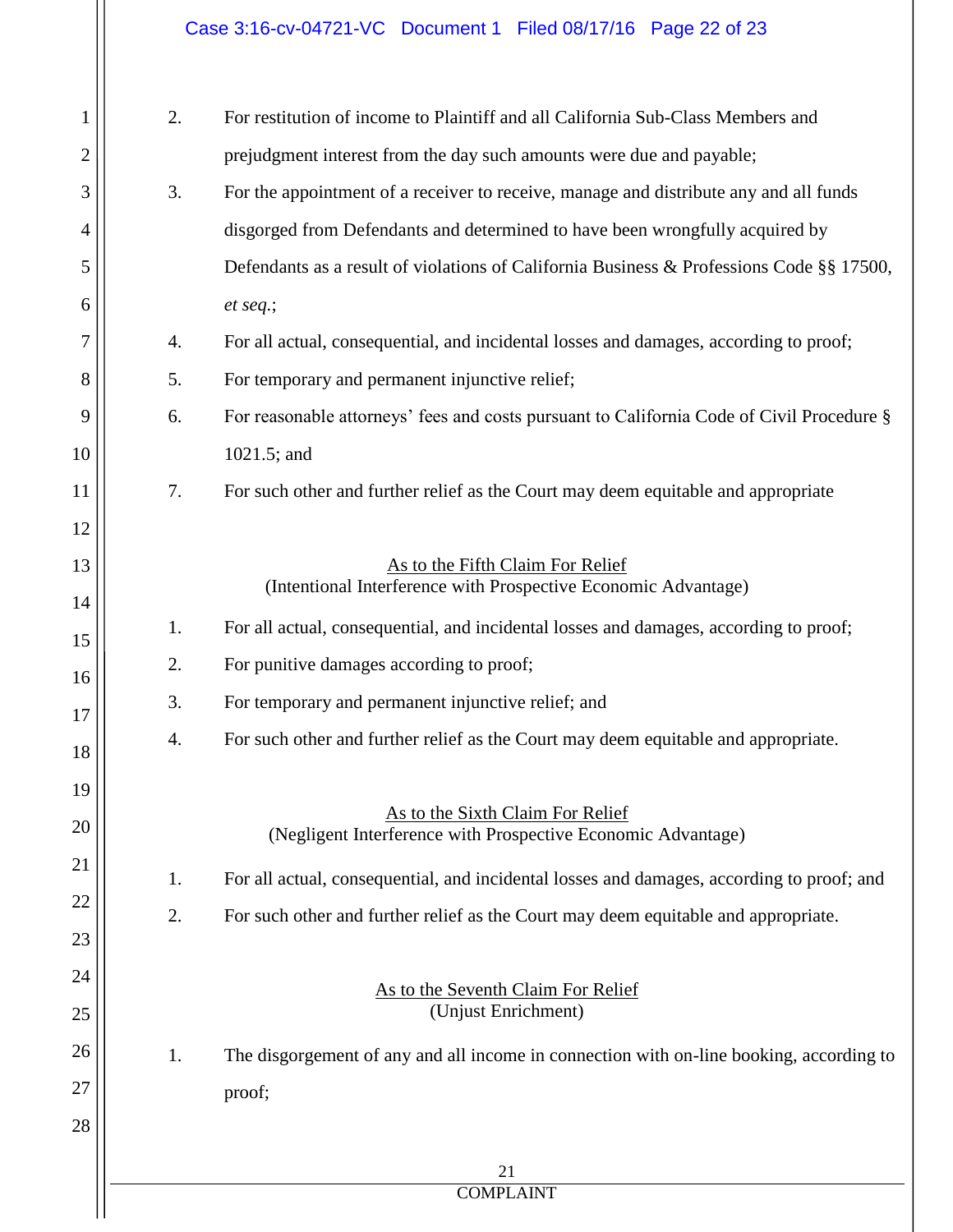2. For restitution of income to Plaintiff and all California Sub-Class Members and prejudgment interest from the day such amounts were due and payable;
3. For the appointment of a receiver to receive, manage and distribute any and all funds disgorged from Defendants and determined to have been wrongfully acquired by Defendants as a result of violations of California Business & Professions Code §§ 17500, *et seq.*;
4. For all actual, consequential, and incidental losses and damages, according to proof;
5. For temporary and permanent injunctive relief;
6. For reasonable attorneys' fees and costs pursuant to California Code of Civil Procedure § 1021.5; and
7. For such other and further relief as the Court may deem equitable and appropriate

<u>As to the Fifth Claim For Relief</u>
(Intentional Interference with Prospective Economic Advantage)

1. For all actual, consequential, and incidental losses and damages, according to proof;
2. For punitive damages according to proof;
3. For temporary and permanent injunctive relief; and
4. For such other and further relief as the Court may deem equitable and appropriate.

<u>As to the Sixth Claim For Relief</u>
(Negligent Interference with Prospective Economic Advantage)

1. For all actual, consequential, and incidental losses and damages, according to proof; and
2. For such other and further relief as the Court may deem equitable and appropriate.

<u>As to the Seventh Claim For Relief</u>
(Unjust Enrichment)

1. The disgorgement of any and all income in connection with on-line booking, according to proof;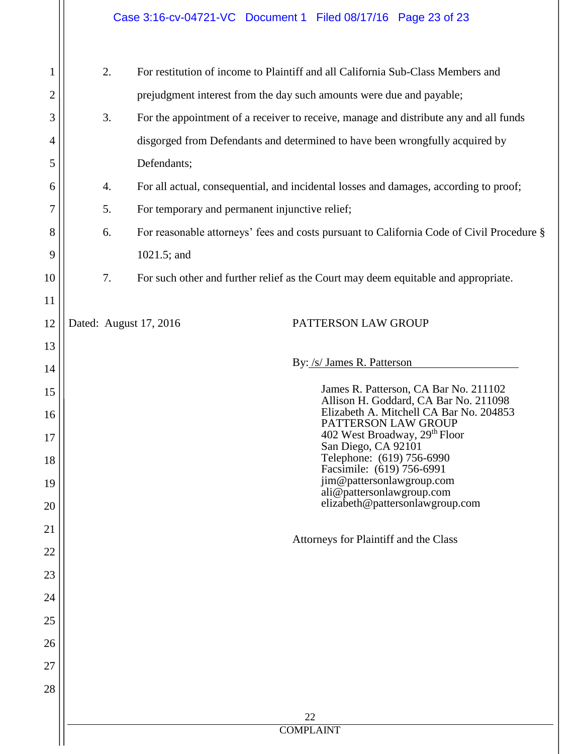2. For restitution of income to Plaintiff and all California Sub-Class Members and prejudgment interest from the day such amounts were due and payable;

3. For the appointment of a receiver to receive, manage and distribute any and all funds disgorged from Defendants and determined to have been wrongfully acquired by Defendants;

4. For all actual, consequential, and incidental losses and damages, according to proof;

5. For temporary and permanent injunctive relief;

6. For reasonable attorneys' fees and costs pursuant to California Code of Civil Procedure § 1021.5; and

7. For such other and further relief as the Court may deem equitable and appropriate.

Dated: August 17, 2016

PATTERSON LAW GROUP

By: /s/ James R. Patterson

James R. Patterson, CA Bar No. 211102
Allison H. Goddard, CA Bar No. 211098
Elizabeth A. Mitchell CA Bar No. 204853
PATTERSON LAW GROUP
402 West Broadway, 29th Floor
San Diego, CA 92101
Telephone: (619) 756-6990
Facsimile: (619) 756-6991
jim@pattersonlawgroup.com
ali@pattersonlawgroup.com
elizabeth@pattersonlawgroup.com

Attorneys for Plaintiff and the Class

COMPLAINT